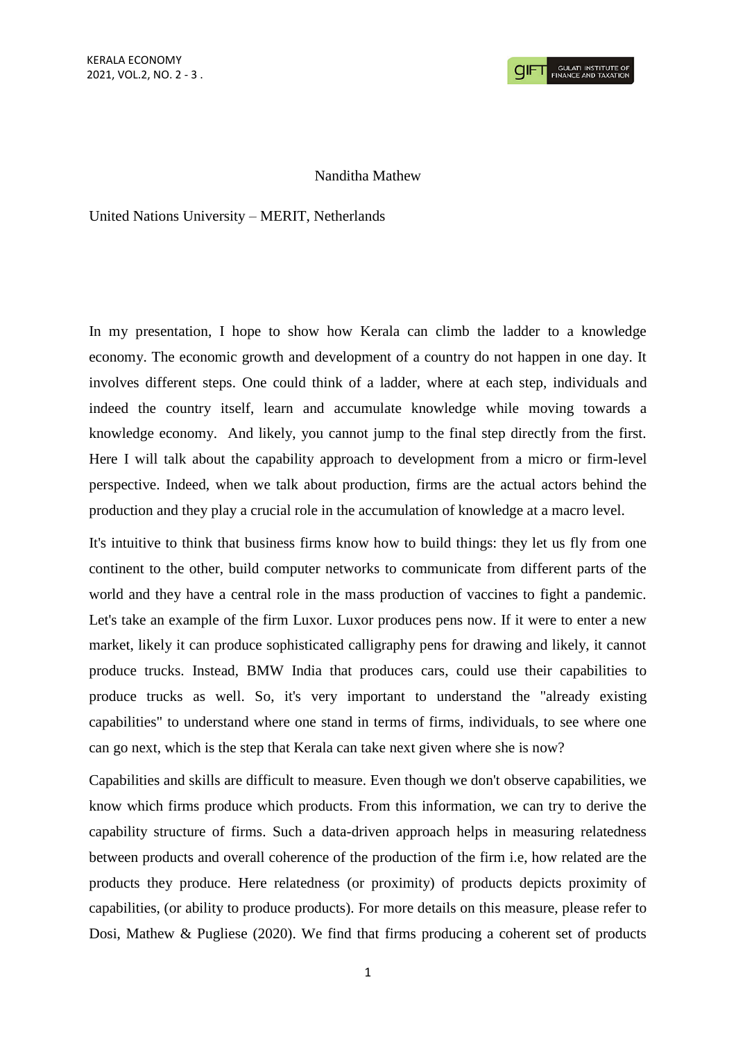Nanditha Mathew

United Nations University – MERIT, Netherlands

In my presentation, I hope to show how Kerala can climb the ladder to a knowledge economy. The economic growth and development of a country do not happen in one day. It involves different steps. One could think of a ladder, where at each step, individuals and indeed the country itself, learn and accumulate knowledge while moving towards a knowledge economy. And likely, you cannot jump to the final step directly from the first. Here I will talk about the capability approach to development from a micro or firm-level perspective. Indeed, when we talk about production, firms are the actual actors behind the production and they play a crucial role in the accumulation of knowledge at a macro level.

It's intuitive to think that business firms know how to build things: they let us fly from one continent to the other, build computer networks to communicate from different parts of the world and they have a central role in the mass production of vaccines to fight a pandemic. Let's take an example of the firm Luxor. Luxor produces pens now. If it were to enter a new market, likely it can produce sophisticated calligraphy pens for drawing and likely, it cannot produce trucks. Instead, BMW India that produces cars, could use their capabilities to produce trucks as well. So, it's very important to understand the "already existing capabilities" to understand where one stand in terms of firms, individuals, to see where one can go next, which is the step that Kerala can take next given where she is now?

Capabilities and skills are difficult to measure. Even though we don't observe capabilities, we know which firms produce which products. From this information, we can try to derive the capability structure of firms. Such a data-driven approach helps in measuring relatedness between products and overall coherence of the production of the firm i.e, how related are the products they produce. Here relatedness (or proximity) of products depicts proximity of capabilities, (or ability to produce products). For more details on this measure, please refer to Dosi, Mathew & Pugliese (2020). We find that firms producing a coherent set of products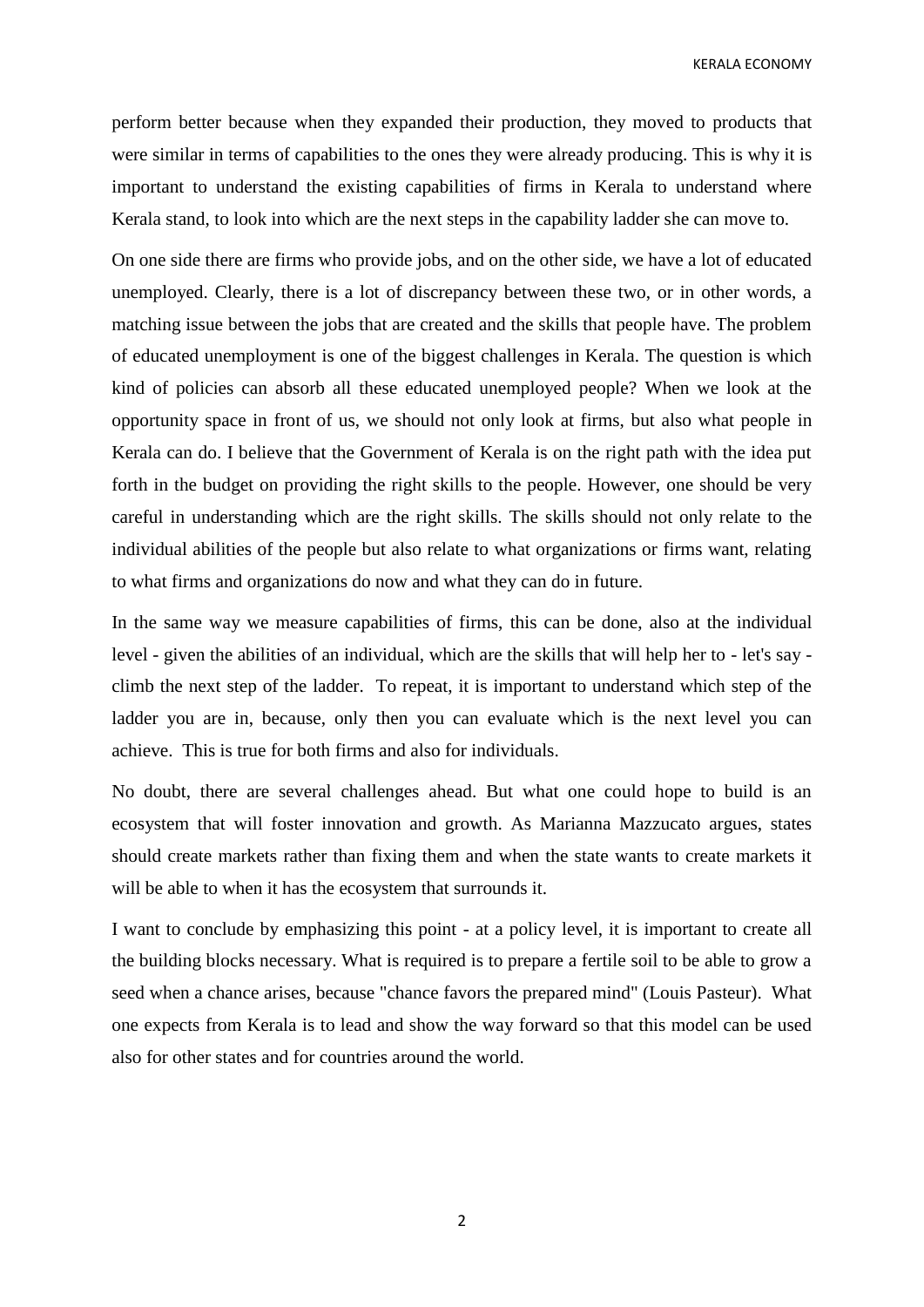perform better because when they expanded their production, they moved to products that were similar in terms of capabilities to the ones they were already producing. This is why it is important to understand the existing capabilities of firms in Kerala to understand where Kerala stand, to look into which are the next steps in the capability ladder she can move to.

On one side there are firms who provide jobs, and on the other side, we have a lot of educated unemployed. Clearly, there is a lot of discrepancy between these two, or in other words, a matching issue between the jobs that are created and the skills that people have. The problem of educated unemployment is one of the biggest challenges in Kerala. The question is which kind of policies can absorb all these educated unemployed people? When we look at the opportunity space in front of us, we should not only look at firms, but also what people in Kerala can do. I believe that the Government of Kerala is on the right path with the idea put forth in the budget on providing the right skills to the people. However, one should be very careful in understanding which are the right skills. The skills should not only relate to the individual abilities of the people but also relate to what organizations or firms want, relating to what firms and organizations do now and what they can do in future.

In the same way we measure capabilities of firms, this can be done, also at the individual level - given the abilities of an individual, which are the skills that will help her to - let's say - climb the next step of the ladder. To repeat, it is important to understand which step of the ladder you are in, because, only then you can evaluate which is the next level you can achieve. This is true for both firms and also for individuals.

No doubt, there are several challenges ahead. But what one could hope to build is an ecosystem that will foster innovation and growth. As Marianna Mazzucato argues, states should create markets rather than fixing them and when the state wants to create markets it will be able to when it has the ecosystem that surrounds it.

I want to conclude by emphasizing this point - at a policy level, it is important to create all the building blocks necessary. What is required is to prepare a fertile soil to be able to grow a seed when a chance arises, because "chance favors the prepared mind" (Louis Pasteur). What one expects from Kerala is to lead and show the way forward so that this model can be used also for other states and for countries around the world.